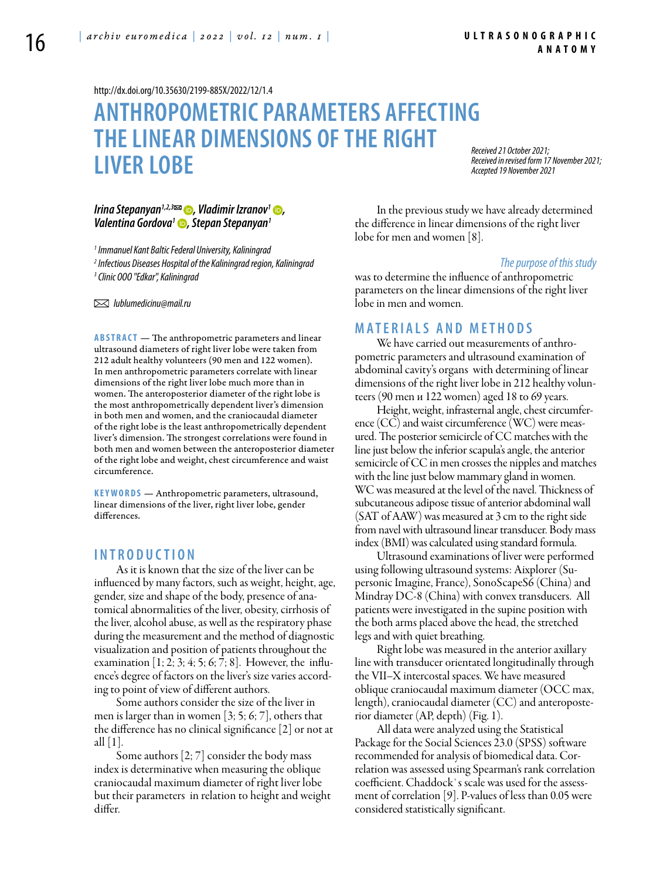http://dx.doi.org/10.35630/2199-885X/2022/12/1.4

# ANTHROPOMETRIC PARAMETERS AFFECTING THE LINEAR DIMENSIONS OF THE RIGHT LIVER LOBE

*Received 21 October 2021; Received in revised form 17 November 2021; Accepted 19 November 2021*

***Irina Stepanyan[1,2,3]✉, Vladimir Izranov[1], Valentina Gordova[1], Stepan Stepanyan[1]***

*[1] Immanuel Kant Baltic Federal University, Kaliningrad*
*[2] Infectious Diseases Hospital of the Kaliningrad region, Kaliningrad*
*[3] Clinic OOO "Edkar", Kaliningrad*

✉ *lublumedicinu@mail.ru*

**ABSTRACT** — The anthropometric parameters and linear ultrasound diameters of right liver lobe were taken from 212 adult healthy volunteers (90 men and 122 women). In men anthropometric parameters correlate with linear dimensions of the right liver lobe much more than in women. The anteroposterior diameter of the right lobe is the most anthropometrically dependent liver's dimension in both men and women, and the craniocaudal diameter of the right lobe is the least anthropometrically dependent liver's dimension. The strongest correlations were found in both men and women between the anteroposterior diameter of the right lobe and weight, chest circumference and waist circumference.

**KEYWORDS** — Anthropometric parameters, ultrasound, linear dimensions of the liver, right liver lobe, gender differences.

## INTRODUCTION

As it is known that the size of the liver can be influenced by many factors, such as weight, height, age, gender, size and shape of the body, presence of anatomical abnormalities of the liver, obesity, cirrhosis of the liver, alcohol abuse, as well as the respiratory phase during the measurement and the method of diagnostic visualization and position of patients throughout the examination [1; 2; 3; 4; 5; 6; 7; 8]. However, the influence's degree of factors on the liver's size varies according to point of view of different authors.

Some authors consider the size of the liver in men is larger than in women [3; 5; 6; 7], others that the difference has no clinical significance [2] or not at all [1].

Some authors [2; 7] consider the body mass index is determinative when measuring the oblique craniocaudal maximum diameter of right liver lobe but their parameters in relation to height and weight differ.

In the previous study we have already determined the difference in linear dimensions of the right liver lobe for men and women [8].

*The purpose of this study* was to determine the influence of anthropometric parameters on the linear dimensions of the right liver lobe in men and women.

## MATERIALS AND METHODS

We have carried out measurements of anthropometric parameters and ultrasound examination of abdominal cavity's organs with determining of linear dimensions of the right liver lobe in 212 healthy volunteers (90 men и 122 women) aged 18 to 69 years.

Height, weight, infrasternal angle, chest circumference (CC) and waist circumference (WC) were measured. The posterior semicircle of CC matches with the line just below the inferior scapula's angle, the anterior semicircle of CC in men crosses the nipples and matches with the line just below mammary gland in women. WC was measured at the level of the navel. Thickness of subcutaneous adipose tissue of anterior abdominal wall (SAT of AAW) was measured at 3 cm to the right side from navel with ultrasound linear transducer. Body mass index (BMI) was calculated using standard formula.

Ultrasound examinations of liver were performed using following ultrasound systems: Aixplorer (Supersonic Imagine, France), SonoScapeS6 (China) and Mindray DC-8 (China) with convex transducers. All patients were investigated in the supine position with the both arms placed above the head, the stretched legs and with quiet breathing.

Right lobe was measured in the anterior axillary line with transducer orientated longitudinally through the VII–X intercostal spaces. We have measured oblique craniocaudal maximum diameter (OCC max, length), craniocaudal diameter (CC) and anteroposterior diameter (AP, depth) (Fig. 1).

All data were analyzed using the Statistical Package for the Social Sciences 23.0 (SPSS) software recommended for analysis of biomedical data. Correlation was assessed using Spearman's rank correlation coefficient. Chaddock`s scale was used for the assessment of correlation [9]. P-values of less than 0.05 were considered statistically significant.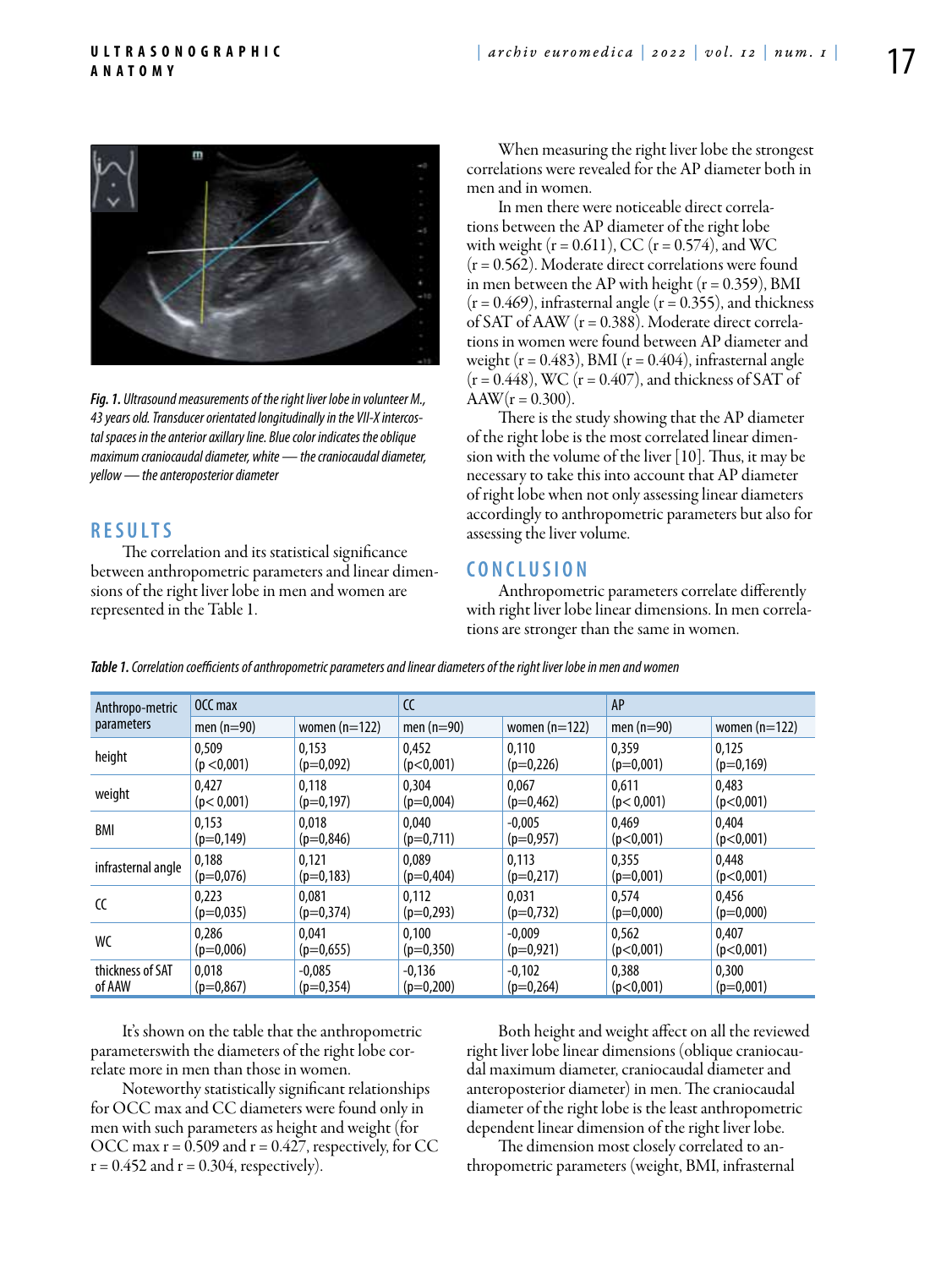*Fig. 1. Ultrasound measurements of the right liver lobe in volunteer M., 43 years old. Transducer orientated longitudinally in the VII-X intercostal spaces in the anterior axillary line. Blue color indicates the oblique maximum craniocaudal diameter, white — the craniocaudal diameter, yellow — the anteroposterior diameter*

## RESULTS

The correlation and its statistical significance between anthropometric parameters and linear dimensions of the right liver lobe in men and women are represented in the Table 1.

When measuring the right liver lobe the strongest correlations were revealed for the AP diameter both in men and in women.

In men there were noticeable direct correlations between the AP diameter of the right lobe with weight (r = 0.611), CC (r = 0.574), and WC (r = 0.562). Moderate direct correlations were found in men between the AP with height (r = 0.359), BMI (r = 0.469), infrasternal angle (r = 0.355), and thickness of SAT of AAW (r = 0.388). Moderate direct correlations in women were found between AP diameter and weight (r = 0.483), BMI (r = 0.404), infrasternal angle (r = 0.448), WC (r = 0.407), and thickness of SAT of AAW(r = 0.300).

There is the study showing that the AP diameter of the right lobe is the most correlated linear dimension with the volume of the liver [10]. Thus, it may be necessary to take this into account that AP diameter of right lobe when not only assessing linear diameters accordingly to anthropometric parameters but also for assessing the liver volume.

## CONCLUSION

Anthropometric parameters correlate differently with right liver lobe linear dimensions. In men correlations are stronger than the same in women.

*Table 1. Correlation coefficients of anthropometric parameters and linear diameters of the right liver lobe in men and women*

| Anthropo-metric parameters | OCC max | | CC | | AP | |
|---|---|---|---|---|---|---|
| | men (n=90) | women (n=122) | men (n=90) | women (n=122) | men (n=90) | women (n=122) |
| height | 0,509 (p <0,001) | 0,153 (p=0,092) | 0,452 (p<0,001) | 0,110 (p=0,226) | 0,359 (p=0,001) | 0,125 (p=0,169) |
| weight | 0,427 (p< 0,001) | 0,118 (p=0,197) | 0,304 (p=0,004) | 0,067 (p=0,462) | 0,611 (p< 0,001) | 0,483 (p<0,001) |
| BMI | 0,153 (p=0,149) | 0,018 (p=0,846) | 0,040 (p=0,711) | -0,005 (p=0,957) | 0,469 (p<0,001) | 0,404 (p<0,001) |
| infrasternal angle | 0,188 (p=0,076) | 0,121 (p=0,183) | 0,089 (p=0,404) | 0,113 (p=0,217) | 0,355 (p=0,001) | 0,448 (p<0,001) |
| CC | 0,223 (p=0,035) | 0,081 (p=0,374) | 0,112 (p=0,293) | 0,031 (p=0,732) | 0,574 (p=0,000) | 0,456 (p=0,000) |
| WC | 0,286 (p=0,006) | 0,041 (p=0,655) | 0,100 (p=0,350) | -0,009 (p=0,921) | 0,562 (p<0,001) | 0,407 (p<0,001) |
| thickness of SAT of AAW | 0,018 (p=0,867) | -0,085 (p=0,354) | -0,136 (p=0,200) | -0,102 (p=0,264) | 0,388 (p<0,001) | 0,300 (p=0,001) |

It's shown on the table that the anthropometric parameterswith the diameters of the right lobe correlate more in men than those in women.

Noteworthy statistically significant relationships for OCC max and CC diameters were found only in men with such parameters as height and weight (for OCC max r = 0.509 and r = 0.427, respectively, for CC r = 0.452 and r = 0.304, respectively).

Both height and weight affect on all the reviewed right liver lobe linear dimensions (oblique craniocaudal maximum diameter, craniocaudal diameter and anteroposterior diameter) in men. The craniocaudal diameter of the right lobe is the least anthropometric dependent linear dimension of the right liver lobe.

The dimension most closely correlated to anthropometric parameters (weight, BMI, infrasternal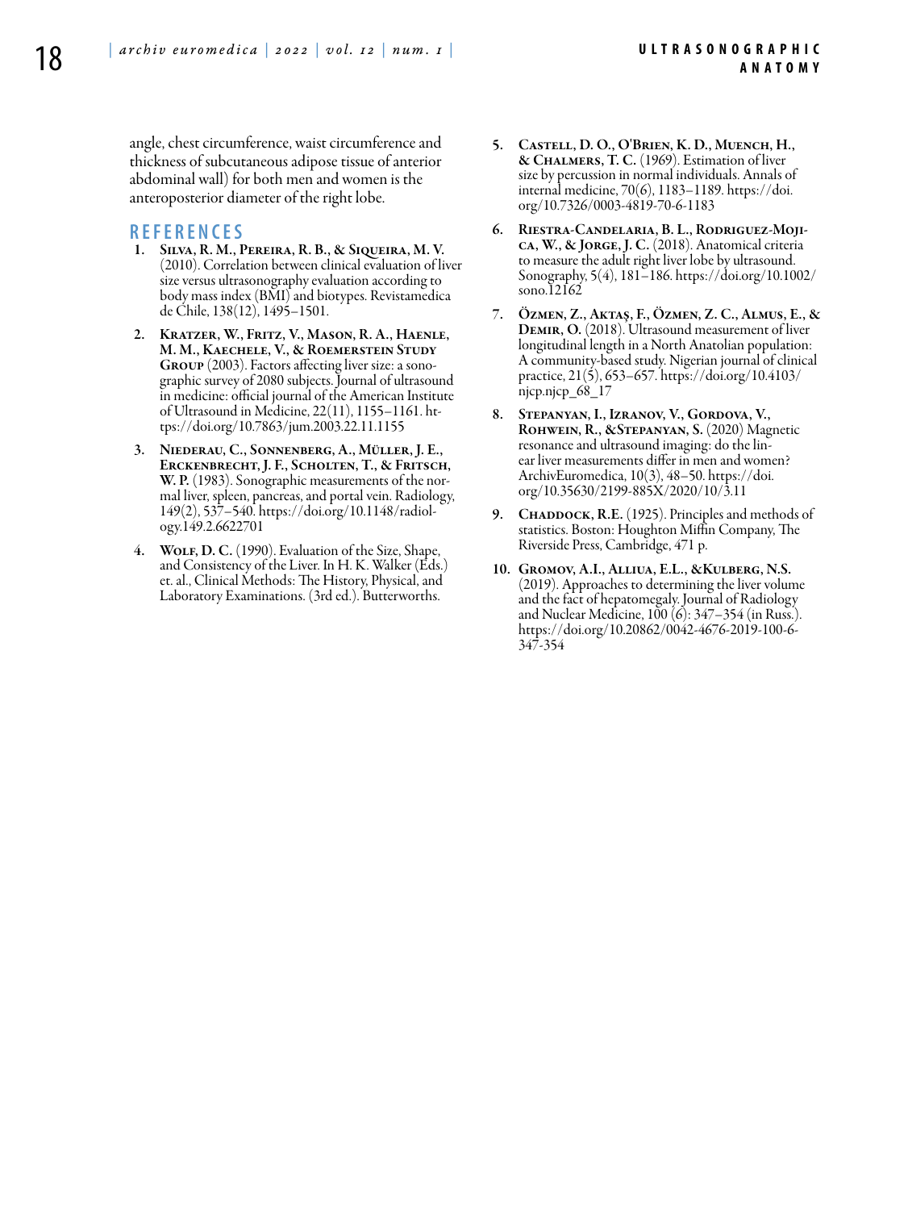angle, chest circumference, waist circumference and thickness of subcutaneous adipose tissue of anterior abdominal wall) for both men and women is the anteroposterior diameter of the right lobe.

## REFERENCES

1. **Silva, R. M., Pereira, R. B., & Siqueira, M. V.** (2010). Correlation between clinical evaluation of liver size versus ultrasonography evaluation according to body mass index (BMI) and biotypes. Revistamedica de Chile, 138(12), 1495–1501.

2. **Kratzer, W., Fritz, V., Mason, R. A., Haenle, M. M., Kaechele, V., & Roemerstein Study Group** (2003). Factors affecting liver size: a sonographic survey of 2080 subjects. Journal of ultrasound in medicine: official journal of the American Institute of Ultrasound in Medicine, 22(11), 1155–1161. https://doi.org/10.7863/jum.2003.22.11.1155

3. **Niederau, C., Sonnenberg, A., Müller, J. E., Erckenbrecht, J. F., Scholten, T., & Fritsch, W. P.** (1983). Sonographic measurements of the normal liver, spleen, pancreas, and portal vein. Radiology, 149(2), 537–540. https://doi.org/10.1148/radiology.149.2.6622701

4. **Wolf, D. C.** (1990). Evaluation of the Size, Shape, and Consistency of the Liver. In H. K. Walker (Eds.) et. al., Clinical Methods: The History, Physical, and Laboratory Examinations. (3rd ed.). Butterworths.

5. **Castell, D. O., O'Brien, K. D., Muench, H., & Chalmers, T. C.** (1969). Estimation of liver size by percussion in normal individuals. Annals of internal medicine, 70(6), 1183–1189. https://doi.org/10.7326/0003-4819-70-6-1183

6. **Riestra-Candelaria, B. L., Rodriguez-Mojica, W., & Jorge, J. C.** (2018). Anatomical criteria to measure the adult right liver lobe by ultrasound. Sonography, 5(4), 181–186. https://doi.org/10.1002/sono.12162

7. **Özmen, Z., Aktaş, F., Özmen, Z. C., Almus, E., & Demir, O.** (2018). Ultrasound measurement of liver longitudinal length in a North Anatolian population: A community-based study. Nigerian journal of clinical practice, 21(5), 653–657. https://doi.org/10.4103/njcp.njcp_68_17

8. **Stepanyan, I., Izranov, V., Gordova, V., Rohwein, R., &Stepanyan, S.** (2020) Magnetic resonance and ultrasound imaging: do the linear liver measurements differ in men and women? ArchivEuromedica, 10(3), 48–50. https://doi.org/10.35630/2199-885X/2020/10/3.11

9. **Chaddock, R.E.** (1925). Principles and methods of statistics. Boston: Houghton Mifflin Company, The Riverside Press, Cambridge, 471 p.

10. **Gromov, A.I., Alliua, E.L., &Kulberg, N.S.** (2019). Approaches to determining the liver volume and the fact of hepatomegaly. Journal of Radiology and Nuclear Medicine, 100 (6): 347–354 (in Russ.). https://doi.org/10.20862/0042-4676-2019-100-6-347-354